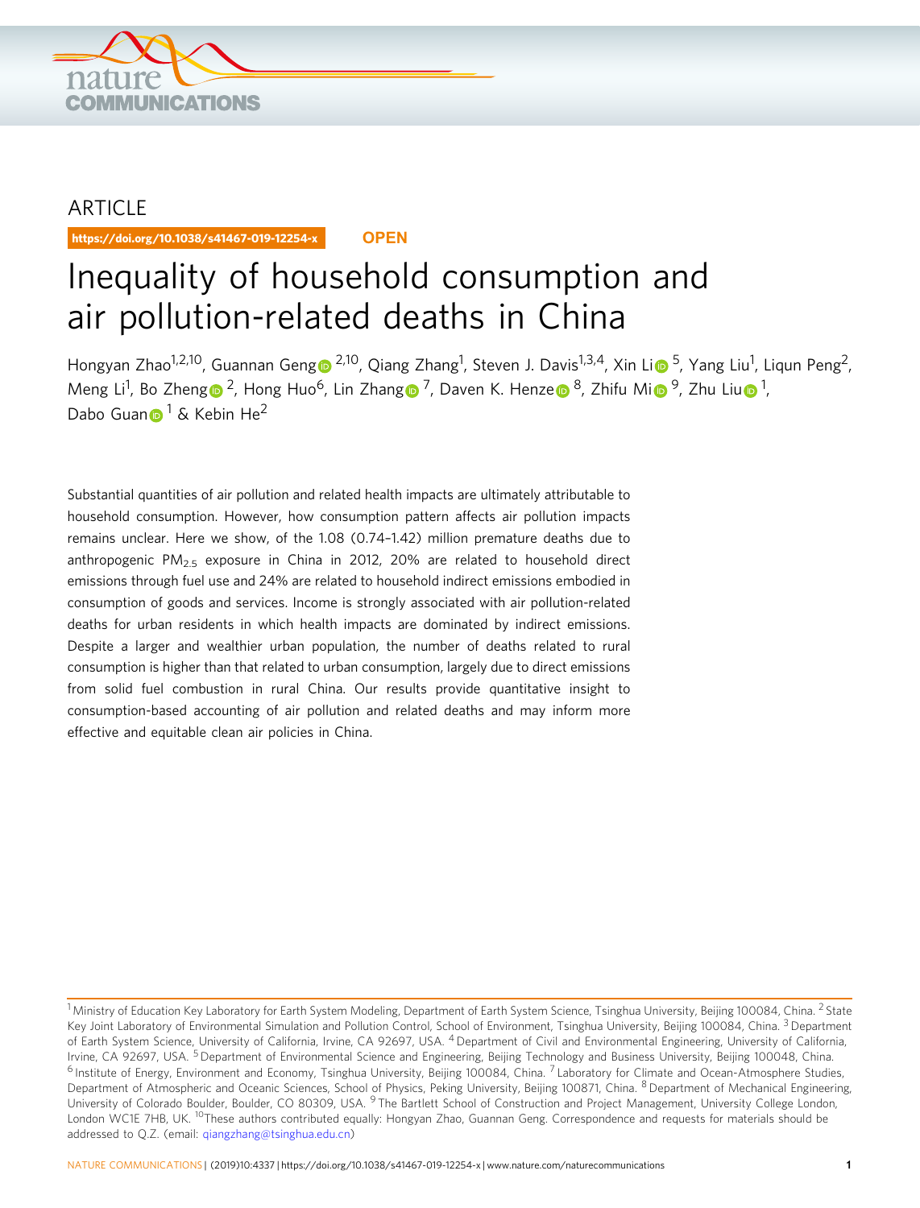ARTICLE

https://doi.org/10.1038/s41467-019-12254-x OPEN

# Inequality of household consumption and air pollution-related deaths in China

Hongyan Zhao[1,2,10], Guannan Geng[2,10], Qiang Zhang[1], Steven J. Davis[1,3,4], Xin Li[5], Yang Liu[1], Liqun Peng[2], Meng Li[1], Bo Zheng[2], Hong Huo[6], Lin Zhang[7], Daven K. Henze[8], Zhifu Mi[9], Zhu Liu[1], Dabo Guan[1] & Kebin He[2]

Substantial quantities of air pollution and related health impacts are ultimately attributable to household consumption. However, how consumption pattern affects air pollution impacts remains unclear. Here we show, of the 1.08 (0.74–1.42) million premature deaths due to anthropogenic $PM_{2.5}$ exposure in China in 2012, 20% are related to household direct emissions through fuel use and 24% are related to household indirect emissions embodied in consumption of goods and services. Income is strongly associated with air pollution-related deaths for urban residents in which health impacts are dominated by indirect emissions. Despite a larger and wealthier urban population, the number of deaths related to rural consumption is higher than that related to urban consumption, largely due to direct emissions from solid fuel combustion in rural China. Our results provide quantitative insight to consumption-based accounting of air pollution and related deaths and may inform more effective and equitable clean air policies in China.

[1] Ministry of Education Key Laboratory for Earth System Modeling, Department of Earth System Science, Tsinghua University, Beijing 100084, China. [2] State Key Joint Laboratory of Environmental Simulation and Pollution Control, School of Environment, Tsinghua University, Beijing 100084, China. [3] Department of Earth System Science, University of California, Irvine, CA 92697, USA. [4] Department of Civil and Environmental Engineering, University of California, Irvine, CA 92697, USA. [5] Department of Environmental Science and Engineering, Beijing Technology and Business University, Beijing 100048, China. [6] Institute of Energy, Environment and Economy, Tsinghua University, Beijing 100084, China. [7] Laboratory for Climate and Ocean-Atmosphere Studies, Department of Atmospheric and Oceanic Sciences, School of Physics, Peking University, Beijing 100871, China. [8] Department of Mechanical Engineering, University of Colorado Boulder, Boulder, CO 80309, USA. [9] The Bartlett School of Construction and Project Management, University College London, London WC1E 7HB, UK. [10] These authors contributed equally: Hongyan Zhao, Guannan Geng. Correspondence and requests for materials should be addressed to Q.Z. (email: qiangzhang@tsinghua.edu.cn)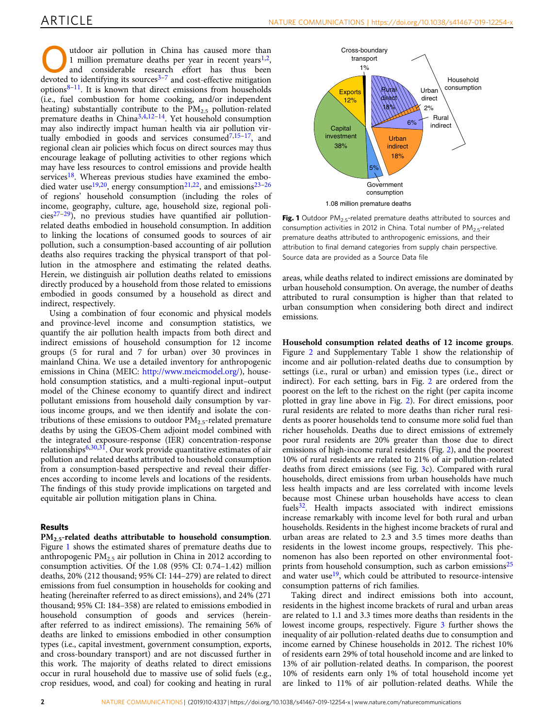Outdoor air pollution in China has caused more than 1 million premature deaths per year in recent years[1,2], and considerable research effort has thus been devoted to identifying its sources[3–7] and cost-effective mitigation options[8–11]. It is known that direct emissions from households (i.e., fuel combustion for home cooking, and/or independent heating) substantially contribute to the $PM_{2.5}$ pollution-related premature deaths in China[3,4,12–14]. Yet household consumption may also indirectly impact human health via air pollution virtually embodied in goods and services consumed[7,15–17], and regional clean air policies which focus on direct sources may thus encourage leakage of polluting activities to other regions which may have less resources to control emissions and provide health services[18]. Whereas previous studies have examined the embodied water use[19,20], energy consumption[21,22], and emissions[23–26] of regions' household consumption (including the roles of income, geography, culture, age, household size, regional policies[27–29]), no previous studies have quantified air pollution-related deaths embodied in household consumption. In addition to linking the locations of consumed goods to sources of air pollution, such a consumption-based accounting of air pollution deaths also requires tracking the physical transport of that pollution in the atmosphere and estimating the related deaths. Herein, we distinguish air pollution deaths related to emissions directly produced by a household from those related to emissions embodied in goods consumed by a household as direct and indirect, respectively.

Using a combination of four economic and physical models and province-level income and consumption statistics, we quantify the air pollution health impacts from both direct and indirect emissions of household consumption for 12 income groups (5 for rural and 7 for urban) over 30 provinces in mainland China. We use a detailed inventory for anthropogenic emissions in China (MEIC: http://www.meicmodel.org/), household consumption statistics, and a multi-regional input–output model of the Chinese economy to quantify direct and indirect pollutant emissions from household daily consumption by various income groups, and we then identify and isolate the contributions of these emissions to outdoor $PM_{2.5}$-related premature deaths by using the GEOS-Chem adjoint model combined with the integrated exposure-response (IER) concentration-response relationships[6,30,31]. Our work provide quantitative estimates of air pollution and related deaths attributed to household consumption from a consumption-based perspective and reveal their differences according to income levels and locations of the residents. The findings of this study provide implications on targeted and equitable air pollution mitigation plans in China.

## Results

**$PM_{2.5}$-related deaths attributable to household consumption.** Figure 1 shows the estimated shares of premature deaths due to anthropogenic $PM_{2.5}$ air pollution in China in 2012 according to consumption activities. Of the 1.08 (95% CI: 0.74–1.42) million deaths, 20% (212 thousand; 95% CI: 144–279) are related to direct emissions from fuel consumption in households for cooking and heating (hereinafter referred to as direct emissions), and 24% (271 thousand; 95% CI: 184–358) are related to emissions embodied in household consumption of goods and services (hereinafter referred to as indirect emissions). The remaining 56% of deaths are linked to emissions embodied in other consumption types (i.e., capital investment, government consumption, exports, and cross-boundary transport) and are not discussed further in this work. The majority of deaths related to direct emissions occur in rural household due to massive use of solid fuels (e.g., crop residues, wood, and coal) for cooking and heating in rural areas, while deaths related to indirect emissions are dominated by urban household consumption. On average, the number of deaths attributed to rural consumption is higher than that related to urban consumption when considering both direct and indirect emissions.

Cross-boundary transport 1%; Exports 12%; Capital investment 38%; Government consumption 5%; Rural direct 18%; Urban direct 2%; Rural indirect 6%; Urban indirect 18%; Household consumption; 1.08 million premature deaths

**Fig. 1** Outdoor $PM_{2.5}$-related premature deaths attributed to sources and consumption activities in 2012 in China. Total number of $PM_{2.5}$-related premature deaths attributed to anthropogenic emissions, and their attribution to final demand categories from supply chain perspective. Source data are provided as a Source Data file

**Household consumption related deaths of 12 income groups.** Figure 2 and Supplementary Table 1 show the relationship of income and air pollution-related deaths due to consumption by settings (i.e., rural or urban) and emission types (i.e., direct or indirect). For each setting, bars in Fig. 2 are ordered from the poorest on the left to the richest on the right (per capita income plotted in gray line above in Fig. 2). For direct emissions, poor rural residents are related to more deaths than richer rural residents as poorer households tend to consume more solid fuel than richer households. Deaths due to direct emissions of extremely poor rural residents are 20% greater than those due to direct emissions of high-income rural residents (Fig. 2), and the poorest 10% of rural residents are related to 21% of air pollution-related deaths from direct emissions (see Fig. 3c). Compared with rural households, direct emissions from urban households have much less health impacts and are less correlated with income levels because most Chinese urban households have access to clean fuels[32]. Health impacts associated with indirect emissions increase remarkably with income level for both rural and urban households. Residents in the highest income brackets of rural and urban areas are related to 2.3 and 3.5 times more deaths than residents in the lowest income groups, respectively. This phenomenon has also been reported on other environmental footprints from household consumption, such as carbon emissions[25] and water use[19], which could be attributed to resource-intensive consumption patterns of rich families.

Taking direct and indirect emissions both into account, residents in the highest income brackets of rural and urban areas are related to 1.1 and 3.3 times more deaths than residents in the lowest income groups, respectively. Figure 3 further shows the inequality of air pollution-related deaths due to consumption and income earned by Chinese households in 2012. The richest 10% of residents earn 29% of total household income and are linked to 13% of air pollution-related deaths. In comparison, the poorest 10% of residents earn only 1% of total household income yet are linked to 11% of air pollution-related deaths. While the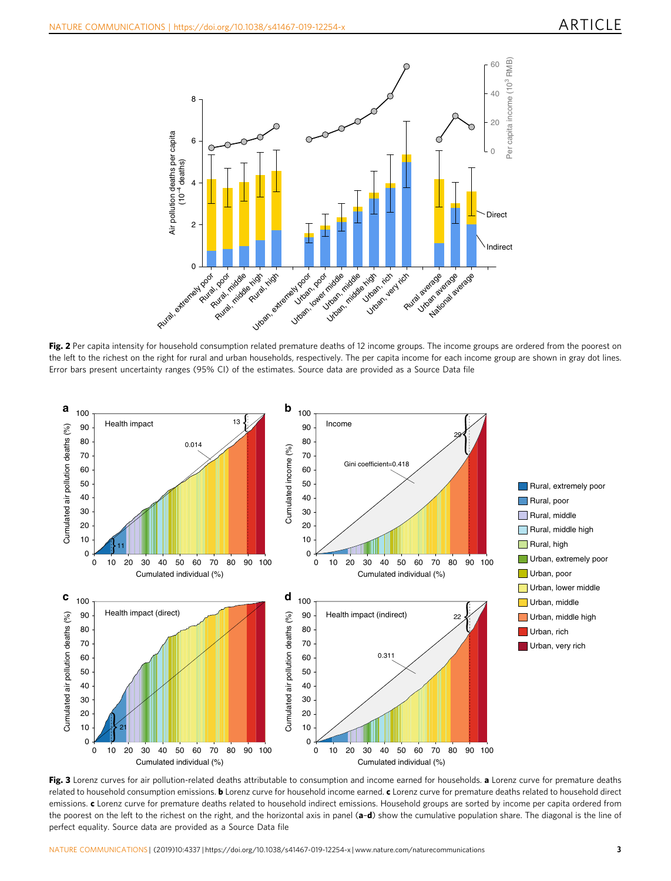**Fig. 2** Per capita intensity for household consumption related premature deaths of 12 income groups. The income groups are ordered from the poorest on the left to the richest on the right for rural and urban households, respectively. The per capita income for each income group are shown in gray dot lines. Error bars present uncertainty ranges (95% CI) of the estimates. Source data are provided as a Source Data file

**Fig. 3** Lorenz curves for air pollution-related deaths attributable to consumption and income earned for households. **a** Lorenz curve for premature deaths related to household consumption emissions. **b** Lorenz curve for household income earned. **c** Lorenz curve for premature deaths related to household direct emissions. **c** Lorenz curve for premature deaths related to household indirect emissions. Household groups are sorted by income per capita ordered from the poorest on the left to the richest on the right, and the horizontal axis in panel (**a**–**d**) show the cumulative population share. The diagonal is the line of perfect equality. Source data are provided as a Source Data file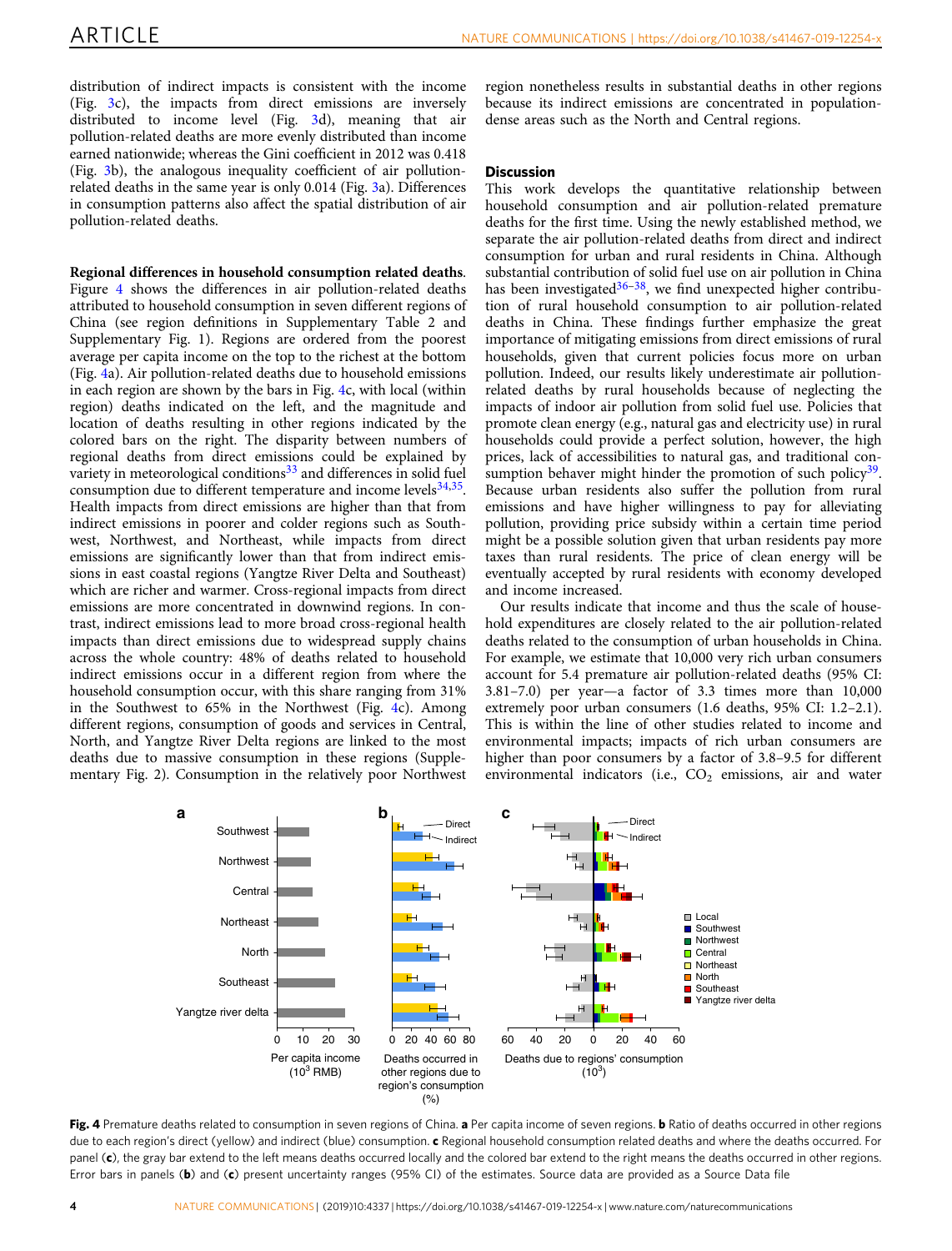distribution of indirect impacts is consistent with the income (Fig. 3c), the impacts from direct emissions are inversely distributed to income level (Fig. 3d), meaning that air pollution-related deaths are more evenly distributed than income earned nationwide; whereas the Gini coefficient in 2012 was 0.418 (Fig. 3b), the analogous inequality coefficient of air pollution-related deaths in the same year is only 0.014 (Fig. 3a). Differences in consumption patterns also affect the spatial distribution of air pollution-related deaths.

**Regional differences in household consumption related deaths**. Figure 4 shows the differences in air pollution-related deaths attributed to household consumption in seven different regions of China (see region definitions in Supplementary Table 2 and Supplementary Fig. 1). Regions are ordered from the poorest average per capita income on the top to the richest at the bottom (Fig. 4a). Air pollution-related deaths due to household emissions in each region are shown by the bars in Fig. 4c, with local (within region) deaths indicated on the left, and the magnitude and location of deaths resulting in other regions indicated by the colored bars on the right. The disparity between numbers of regional deaths from direct emissions could be explained by variety in meteorological conditions[33] and differences in solid fuel consumption due to different temperature and income levels[34,35]. Health impacts from direct emissions are higher than that from indirect emissions in poorer and colder regions such as Southwest, Northwest, and Northeast, while impacts from direct emissions are significantly lower than that from indirect emissions in east coastal regions (Yangtze River Delta and Southeast) which are richer and warmer. Cross-regional impacts from direct emissions are more concentrated in downwind regions. In contrast, indirect emissions lead to more broad cross-regional health impacts than direct emissions due to widespread supply chains across the whole country: 48% of deaths related to household indirect emissions occur in a different region from where the household consumption occur, with this share ranging from 31% in the Southwest to 65% in the Northwest (Fig. 4c). Among different regions, consumption of goods and services in Central, North, and Yangtze River Delta regions are linked to the most deaths due to massive consumption in these regions (Supplementary Fig. 2). Consumption in the relatively poor Northwest region nonetheless results in substantial deaths in other regions because its indirect emissions are concentrated in population-dense areas such as the North and Central regions.

## Discussion

This work develops the quantitative relationship between household consumption and air pollution-related premature deaths for the first time. Using the newly established method, we separate the air pollution-related deaths from direct and indirect consumption for urban and rural residents in China. Although substantial contribution of solid fuel use on air pollution in China has been investigated[36–38], we find unexpected higher contribution of rural household consumption to air pollution-related deaths in China. These findings further emphasize the great importance of mitigating emissions from direct emissions of rural households, given that current policies focus more on urban pollution. Indeed, our results likely underestimate air pollution-related deaths by rural households because of neglecting the impacts of indoor air pollution from solid fuel use. Policies that promote clean energy (e.g., natural gas and electricity use) in rural households could provide a perfect solution, however, the high prices, lack of accessibilities to natural gas, and traditional consumption behaver might hinder the promotion of such policy[39]. Because urban residents also suffer the pollution from rural emissions and have higher willingness to pay for alleviating pollution, providing price subsidy within a certain time period might be a possible solution given that urban residents pay more taxes than rural residents. The price of clean energy will be eventually accepted by rural residents with economy developed and income increased.

Our results indicate that income and thus the scale of household expenditures are closely related to the air pollution-related deaths related to the consumption of urban households in China. For example, we estimate that 10,000 very rich urban consumers account for 5.4 premature air pollution-related deaths (95% CI: 3.81–7.0) per year—a factor of 3.3 times more than 10,000 extremely poor urban consumers (1.6 deaths, 95% CI: 1.2–2.1). This is within the line of other studies related to income and environmental impacts; impacts of rich urban consumers are higher than poor consumers by a factor of 3.8–9.5 for different environmental indicators (i.e., $CO_2$ emissions, air and water

**Fig. 4** Premature deaths related to consumption in seven regions of China. **a** Per capita income of seven regions. **b** Ratio of deaths occurred in other regions due to each region's direct (yellow) and indirect (blue) consumption. **c** Regional household consumption related deaths and where the deaths occurred. For panel (**c**), the gray bar extend to the left means deaths occurred locally and the colored bar extend to the right means the deaths occurred in other regions. Error bars in panels (**b**) and (**c**) present uncertainty ranges (95% CI) of the estimates. Source data are provided as a Source Data file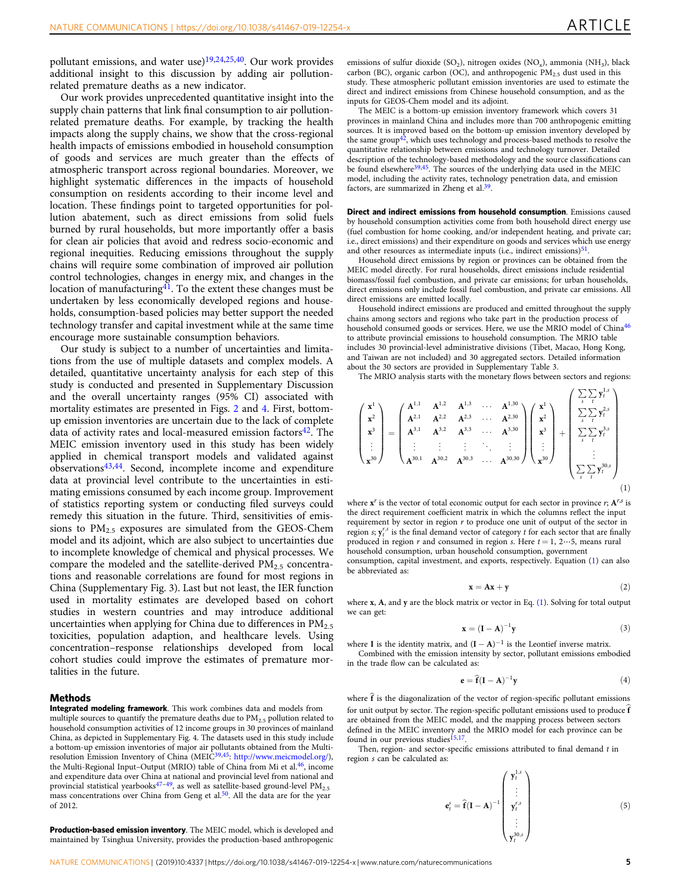pollutant emissions, and water use)[19,24,25,40]. Our work provides additional insight to this discussion by adding air pollution-related premature deaths as a new indicator.

Our work provides unprecedented quantitative insight into the supply chain patterns that link final consumption to air pollution-related premature deaths. For example, by tracking the health impacts along the supply chains, we show that the cross-regional health impacts of emissions embodied in household consumption of goods and services are much greater than the effects of atmospheric transport across regional boundaries. Moreover, we highlight systematic differences in the impacts of household consumption on residents according to their income level and location. These findings point to targeted opportunities for pollution abatement, such as direct emissions from solid fuels burned by rural households, but more importantly offer a basis for clean air policies that avoid and redress socio-economic and regional inequities. Reducing emissions throughout the supply chains will require some combination of improved air pollution control technologies, changes in energy mix, and changes in the location of manufacturing[41]. To the extent these changes must be undertaken by less economically developed regions and households, consumption-based policies may better support the needed technology transfer and capital investment while at the same time encourage more sustainable consumption behaviors.

Our study is subject to a number of uncertainties and limitations from the use of multiple datasets and complex models. A detailed, quantitative uncertainty analysis for each step of this study is conducted and presented in Supplementary Discussion and the overall uncertainty ranges (95% CI) associated with mortality estimates are presented in Figs. 2 and 4. First, bottom-up emission inventories are uncertain due to the lack of complete data of activity rates and local-measured emission factors[42]. The MEIC emission inventory used in this study has been widely applied in chemical transport models and validated against observations[43,44]. Second, incomplete income and expenditure data at provincial level contribute to the uncertainties in estimating emissions consumed by each income group. Improvement of statistics reporting system or conducting filed surveys could remedy this situation in the future. Third, sensitivities of emissions to $PM_{2.5}$ exposures are simulated from the GEOS-Chem model and its adjoint, which are also subject to uncertainties due to incomplete knowledge of chemical and physical processes. We compare the modeled and the satellite-derived $PM_{2.5}$ concentrations and reasonable correlations are found for most regions in China (Supplementary Fig. 3). Last but not least, the IER function used in mortality estimates are developed based on cohort studies in western countries and may introduce additional uncertainties when applying for China due to differences in $PM_{2.5}$ toxicities, population adaption, and healthcare levels. Using concentration–response relationships developed from local cohort studies could improve the estimates of premature mortalities in the future.

## Methods

**Integrated modeling framework**. This work combines data and models from multiple sources to quantify the premature deaths due to $PM_{2.5}$ pollution related to household consumption activities of 12 income groups in 30 provinces of mainland China, as depicted in Supplementary Fig. 4. The datasets used in this study include a bottom-up emission inventories of major air pollutants obtained from the Multi-resolution Emission Inventory of China (MEIC[39,45]: http://www.meicmodel.org/), the Multi-Regional Input–Output (MRIO) table of China from Mi et al.[46], income and expenditure data over China at national and provincial level from national and provincial statistical yearbooks[47–49], as well as satellite-based ground-level $PM_{2.5}$ mass concentrations over China from Geng et al.[50]. All the data are for the year of 2012.

**Production-based emission inventory**. The MEIC model, which is developed and maintained by Tsinghua University, provides the production-based anthropogenic emissions of sulfur dioxide ($SO_2$), nitrogen oxides ($NO_x$), ammonia ($NH_3$), black carbon (BC), organic carbon (OC), and anthropogenic $PM_{2.5}$ dust used in this study. These atmospheric pollutant emission inventories are used to estimate the direct and indirect emissions from Chinese household consumption, and as the inputs for GEOS-Chem model and its adjoint.

The MEIC is a bottom-up emission inventory framework which covers 31 provinces in mainland China and includes more than 700 anthropogenic emitting sources. It is improved based on the bottom-up emission inventory developed by the same group[42], which uses technology and process-based methods to resolve the quantitative relationship between emissions and technology turnover. Detailed description of the technology-based methodology and the source classifications can be found elsewhere[39,45]. The sources of the underlying data used in the MEIC model, including the activity rates, technology penetration data, and emission factors, are summarized in Zheng et al.[39].

**Direct and indirect emissions from household consumption**. Emissions caused by household consumption activities come from both household direct energy use (fuel combustion for home cooking, and/or independent heating, and private car; i.e., direct emissions) and their expenditure on goods and services which use energy and other resources as intermediate inputs (i.e., indirect emissions)[51].

Household direct emissions by region or provinces can be obtained from the MEIC model directly. For rural households, direct emissions include residential biomass/fossil fuel combustion, and private car emissions; for urban households, direct emissions only include fossil fuel combustion, and private car emissions. All direct emissions are emitted locally.

Household indirect emissions are produced and emitted throughout the supply chains among sectors and regions who take part in the production process of household consumed goods or services. Here, we use the MRIO model of China[46] to attribute provincial emissions to household consumption. The MRIO table includes 30 provincial-level administrative divisions (Tibet, Macao, Hong Kong, and Taiwan are not included) and 30 aggregated sectors. Detailed information about the 30 sectors are provided in Supplementary Table 3.

The MRIO analysis starts with the monetary flows between sectors and regions:

$$
\begin{pmatrix} \mathbf{x}^1 \\ \mathbf{x}^2 \\ \mathbf{x}^3 \\ \vdots \\ \mathbf{x}^{30} \end{pmatrix} = \begin{pmatrix} \mathbf{A}^{1,1} & \mathbf{A}^{1,2} & \mathbf{A}^{1,3} & \cdots & \mathbf{A}^{1,30} \\ \mathbf{A}^{2,1} & \mathbf{A}^{2,2} & \mathbf{A}^{2,3} & \cdots & \mathbf{A}^{2,30} \\ \mathbf{A}^{3,1} & \mathbf{A}^{3,2} & \mathbf{A}^{3,3} & \cdots & \mathbf{A}^{3,30} \\ \vdots & \vdots & \vdots & \ddots & \vdots \\ \mathbf{A}^{30,1} & \mathbf{A}^{30,2} & \mathbf{A}^{30,3} & \cdots & \mathbf{A}^{30,30} \end{pmatrix} \begin{pmatrix} \mathbf{x}^1 \\ \mathbf{x}^2 \\ \mathbf{x}^3 \\ \vdots \\ \mathbf{x}^{30} \end{pmatrix} + \begin{pmatrix} \sum_s \sum_t \mathbf{y}_t^{1,s} \\ \sum_s \sum_t \mathbf{y}_t^{2,s} \\ \sum_s \sum_t \mathbf{y}_t^{3,s} \\ \vdots \\ \sum_s \sum_t \mathbf{y}_t^{30,s} \end{pmatrix} \quad (1)
$$

where $\mathbf{x}^r$ is the vector of total economic output for each sector in province $r$; $\mathbf{A}^{r,s}$ is the direct requirement coefficient matrix in which the columns reflect the input requirement by sector in region $r$ to produce one unit of output of the sector in region $s$; $\mathbf{y}_t^{r,s}$ is the final demand vector of category $t$ for each sector that are finally produced in region $r$ and consumed in region $s$. Here $t = 1, 2 \cdots 5$, means rural household consumption, urban household consumption, government consumption, capital investment, and exports, respectively. Equation (1) can also be abbreviated as:

$$
\mathbf{x} = \mathbf{A}\mathbf{x} + \mathbf{y} \quad (2)
$$

where $\mathbf{x}$, $\mathbf{A}$, and $\mathbf{y}$ are the block matrix or vector in Eq. (1). Solving for total output we can get:

$$
\mathbf{x} = (\mathbf{I} - \mathbf{A})^{-1}\mathbf{y} \quad (3)
$$

where $\mathbf{I}$ is the identity matrix, and $(\mathbf{I} - \mathbf{A})^{-1}$ is the Leontief inverse matrix.

Combined with the emission intensity by sector, pollutant emissions embodied in the trade flow can be calculated as:

$$
\mathbf{e} = \widehat{\mathbf{f}}(\mathbf{I} - \mathbf{A})^{-1}\mathbf{y} \quad (4)
$$

where $\widehat{\mathbf{f}}$ is the diagonalization of the vector of region-specific pollutant emissions for unit output by sector. The region-specific pollutant emissions used to produce $\widehat{\mathbf{f}}$ are obtained from the MEIC model, and the mapping process between sectors defined in the MEIC inventory and the MRIO model for each province can be found in our previous studies[15,17].

Then, region- and sector-specific emissions attributed to final demand $t$ in region $s$ can be calculated as:

$$
\mathbf{e}_t^s = \widehat{\mathbf{f}}(\mathbf{I} - \mathbf{A})^{-1} \begin{pmatrix} \mathbf{y}_t^{1,s} \\ \vdots \\ \mathbf{y}_t^{r,s} \\ \vdots \\ \mathbf{y}_t^{30,s} \end{pmatrix} \quad (5)
$$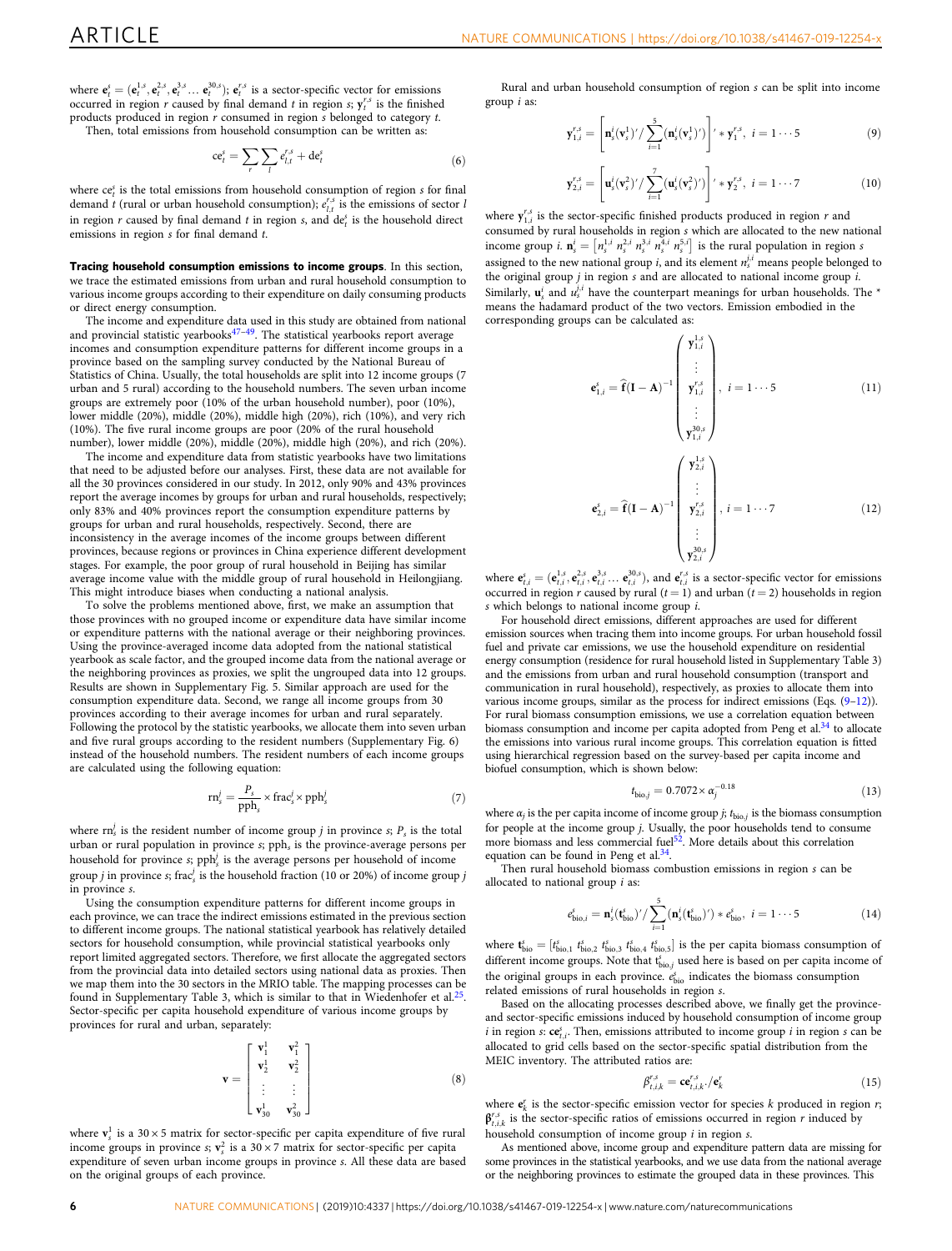where $\mathbf{e}_t^s = (\mathbf{e}_t^{1,s}, \mathbf{e}_t^{2,s}, \mathbf{e}_t^{3,s} \ldots \mathbf{e}_t^{30,s})$; $\mathbf{e}_t^{r,s}$ is a sector-specific vector for emissions occurred in region $r$ caused by final demand $t$ in region $s$; $\mathbf{y}_t^{r,s}$ is the finished products produced in region $r$ consumed in region $s$ belonged to category $t$.

Then, total emissions from household consumption can be written as:

$$\mathrm{ce}_t^s = \sum_r \sum_l e_{l,t}^{r,s} + \mathrm{de}_t^s \tag{6}$$

where $\mathrm{ce}_t^s$ is the total emissions from household consumption of region $s$ for final demand $t$ (rural or urban household consumption); $e_{l,t}^{r,s}$ is the emissions of sector $l$ in region $r$ caused by final demand $t$ in region $s$, and $\mathrm{de}_t^s$ is the household direct emissions in region $s$ for final demand $t$.

**Tracing household consumption emissions to income groups**. In this section, we trace the estimated emissions from urban and rural household consumption to various income groups according to their expenditure on daily consuming products or direct energy consumption.

The income and expenditure data used in this study are obtained from national and provincial statistic yearbooks[47–49]. The statistical yearbooks report average incomes and consumption expenditure patterns for different income groups in a province based on the sampling survey conducted by the National Bureau of Statistics of China. Usually, the total households are split into 12 income groups (7 urban and 5 rural) according to the household numbers. The seven urban income groups are extremely poor (10% of the urban household number), poor (10%), lower middle (20%), middle (20%), middle high (20%), rich (10%), and very rich (10%). The five rural income groups are poor (20% of the rural household number), lower middle (20%), middle (20%), middle high (20%), and rich (20%).

The income and expenditure data from statistic yearbooks have two limitations that need to be adjusted before our analyses. First, these data are not available for all the 30 provinces considered in our study. In 2012, only 90% and 43% provinces report the average incomes by groups for urban and rural households, respectively; only 83% and 40% provinces report the consumption expenditure patterns by groups for urban and rural households, respectively. Second, there are inconsistency in the average incomes of the income groups between different provinces, because regions or provinces in China experience different development stages. For example, the poor group of rural household in Beijing has similar average income value with the middle group of rural household in Heilongjiang. This might introduce biases when conducting a national analysis.

To solve the problems mentioned above, first, we make an assumption that those provinces with no grouped income or expenditure data have similar income or expenditure patterns with the national average or their neighboring provinces. Using the province-averaged income data adopted from the national statistical yearbook as scale factor, and the grouped income data from the national average or the neighboring provinces as proxies, we split the ungrouped data into 12 groups. Results are shown in Supplementary Fig. 5. Similar approach are used for the consumption expenditure data. Second, we range all income groups from 30 provinces according to their average incomes for urban and rural separately. Following the protocol by the statistic yearbooks, we allocate them into seven urban and five rural groups according to the resident numbers (Supplementary Fig. 6) instead of the household numbers. The resident numbers of each income groups are calculated using the following equation:

$$\mathrm{rn}_s^j = \frac{P_s}{\mathrm{pph}_s} \times \mathrm{frac}_s^j \times \mathrm{pph}_s^j \tag{7}$$

where $\mathrm{rn}_s^j$ is the resident number of income group $j$ in province $s$; $P_s$ is the total urban or rural population in province $s$; $\mathrm{pph}_s$ is the province-average persons per household for province $s$; $\mathrm{pph}_s^j$ is the average persons per household of income group $j$ in province $s$; $\mathrm{frac}_s^j$ is the household fraction (10 or 20%) of income group $j$ in province $s$.

Using the consumption expenditure patterns for different income groups in each province, we can trace the indirect emissions estimated in the previous section to different income groups. The national statistical yearbook has relatively detailed sectors for household consumption, while provincial statistical yearbooks only report limited aggregated sectors. Therefore, we first allocate the aggregated sectors from the provincial data into detailed sectors using national data as proxies. Then we map them into the 30 sectors in the MRIO table. The mapping processes can be found in Supplementary Table 3, which is similar to that in Wiedenhofer et al.[25]. Sector-specific per capita household expenditure of various income groups by provinces for rural and urban, separately:

$$\mathbf{v} = \begin{bmatrix} \mathbf{v}_1^1 & \mathbf{v}_1^2 \\ \mathbf{v}_2^1 & \mathbf{v}_2^2 \\ \vdots & \vdots \\ \mathbf{v}_{30}^1 & \mathbf{v}_{30}^2 \end{bmatrix} \tag{8}$$

where $\mathbf{v}_s^1$ is a $30 \times 5$ matrix for sector-specific per capita expenditure of five rural income groups in province $s$; $\mathbf{v}_s^2$ is a $30 \times 7$ matrix for sector-specific per capita expenditure of seven urban income groups in province $s$. All these data are based on the original groups of each province.

Rural and urban household consumption of region $s$ can be split into income group $i$ as:

$$\mathbf{y}_{1,i}^{r,s} = \left[\mathbf{n}_s^i(\mathbf{v}_s^1)' / \sum_{i=1}^{5}(\mathbf{n}_s^i(\mathbf{v}_s^1)')\right]' * \mathbf{y}_1^{r,s}, \; i = 1 \cdots 5 \tag{9}$$

$$\mathbf{y}_{2,i}^{r,s} = \left[\mathbf{u}_s^i(\mathbf{v}_s^2)' / \sum_{i=1}^{7}(\mathbf{u}_s^i(\mathbf{v}_s^2)')\right]' * \mathbf{y}_2^{r,s}, \; i = 1 \cdots 7 \tag{10}$$

where $\mathbf{y}_{1,i}^{r,s}$ is the sector-specific finished products produced in region $r$ and consumed by rural households in region $s$ which are allocated to the new national income group $i$. $\mathbf{n}_s^i = \left[n_s^{1,i} \; n_s^{2,i} \; n_s^{3,i} \; n_s^{4,i} \; n_s^{5,i}\right]$ is the rural population in region $s$ assigned to the new national group $i$, and its element $n_s^{j,i}$ means people belonged to the original group $j$ in region $s$ and are allocated to national income group $i$. Similarly, $\mathbf{u}_s^i$ and $u_s^{j,i}$ have the counterpart meanings for urban households. The * means the hadamard product of the two vectors. Emission embodied in the corresponding groups can be calculated as:

$$\mathbf{e}_{1,i}^s = \widehat{\mathbf{f}}(\mathbf{I} - \mathbf{A})^{-1} \begin{pmatrix} \mathbf{y}_{1,i}^{1,s} \\ \vdots \\ \mathbf{y}_{1,i}^{r,s} \\ \vdots \\ \mathbf{y}_{1,i}^{30,s} \end{pmatrix}, \; i = 1 \cdots 5 \tag{11}$$

$$\mathbf{e}_{2,i}^s = \widehat{\mathbf{f}}(\mathbf{I} - \mathbf{A})^{-1} \begin{pmatrix} \mathbf{y}_{2,i}^{1,s} \\ \vdots \\ \mathbf{y}_{2,i}^{r,s} \\ \vdots \\ \mathbf{y}_{2,i}^{30,s} \end{pmatrix}, \; i = 1 \cdots 7 \tag{12}$$

where $\mathbf{e}_{t,i}^s = (\mathbf{e}_{t,i}^{1,s}, \mathbf{e}_{t,i}^{2,s}, \mathbf{e}_{t,i}^{3,s} \ldots \mathbf{e}_{t,i}^{30,s})$, and $\mathbf{e}_{t,i}^{r,s}$ is a sector-specific vector for emissions occurred in region $r$ caused by rural ($t = 1$) and urban ($t = 2$) households in region $s$ which belongs to national income group $i$.

For household direct emissions, different approaches are used for different emission sources when tracing them into income groups. For urban household fossil fuel and private car emissions, we use the household expenditure on residential energy consumption (residence for rural household listed in Supplementary Table 3) and the emissions from urban and rural household consumption (transport and communication in rural household), respectively, as proxies to allocate them into various income groups, similar as the process for indirect emissions (Eqs. (9–12)). For rural biomass consumption emissions, we use a correlation equation between biomass consumption and income per capita adopted from Peng et al.[34] to allocate the emissions into various rural income groups. This correlation equation is fitted using hierarchical regression based on the survey-based per capita income and biofuel consumption, which is shown below:

$$t_{\mathrm{bio},j} = 0.7072 \times \alpha_j^{-0.18} \tag{13}$$

where $\alpha_j$ is the per capita income of income group $j$; $t_{\mathrm{bio},j}$ is the biomass consumption for people at the income group $j$. Usually, the poor households tend to consume more biomass and less commercial fuel[52]. More details about this correlation equation can be found in Peng et al.[34].

Then rural household biomass combustion emissions in region $s$ can be allocated to national group $i$ as:

$$e_{\mathrm{bio},i}^s = \mathbf{n}_s^i(\mathbf{t}_{\mathrm{bio}}^s)' / \sum_{i=1}^{5}(\mathbf{n}_s^i(\mathbf{t}_{\mathrm{bio}}^s)') * e_{\mathrm{bio}}^s, \; i = 1 \cdots 5 \tag{14}$$

where $\mathbf{t}_{\mathrm{bio}}^s = [t_{\mathrm{bio},1}^s \; t_{\mathrm{bio},2}^s \; t_{\mathrm{bio},3}^s \; t_{\mathrm{bio},4}^s \; t_{\mathrm{bio},5}^s]$ is the per capita biomass consumption of different income groups. Note that $t_{\mathrm{bio},j}^s$ used here is based on per capita income of the original groups in each province. $e_{\mathrm{bio}}^s$ indicates the biomass consumption related emissions of rural households in region $s$.

Based on the allocating processes described above, we finally get the province- and sector-specific emissions induced by household consumption of income group $i$ in region $s$: $\mathbf{ce}_{t,i}^s$. Then, emissions attributed to income group $i$ in region $s$ can be allocated to grid cells based on the sector-specific spatial distribution from the MEIC inventory. The attributed ratios are:

$$\beta_{t,i,k}^{r,s} = \mathbf{ce}_{t,i,k}^{r,s} ./ \mathbf{e}_k^r \tag{15}$$

where $\mathbf{e}_k^r$ is the sector-specific emission vector for species $k$ produced in region $r$; $\boldsymbol{\beta}_{t,i,k}^{r,s}$ is the sector-specific ratios of emissions occurred in region $r$ induced by household consumption of income group $i$ in region $s$.

As mentioned above, income group and expenditure pattern data are missing for some provinces in the statistical yearbooks, and we use data from the national average or the neighboring provinces to estimate the grouped data in these provinces. This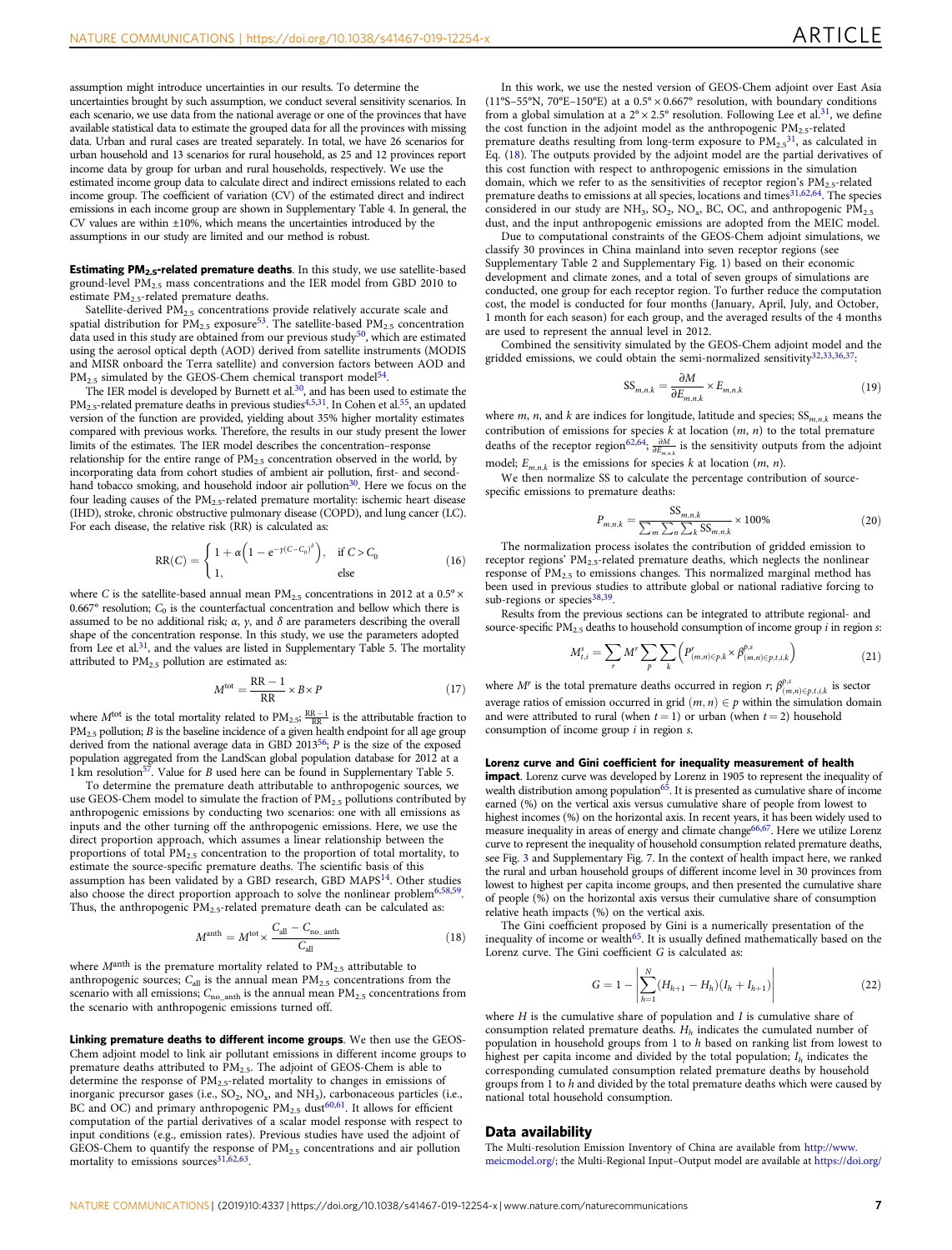assumption might introduce uncertainties in our results. To determine the uncertainties brought by such assumption, we conduct several sensitivity scenarios. In each scenario, we use data from the national average or one of the provinces that have available statistical data to estimate the grouped data for all the provinces with missing data. Urban and rural cases are treated separately. In total, we have 26 scenarios for urban household and 13 scenarios for rural household, as 25 and 12 provinces report income data by group for urban and rural households, respectively. We use the estimated income group data to calculate direct and indirect emissions related to each income group. The coefficient of variation (CV) of the estimated direct and indirect emissions in each income group are shown in Supplementary Table 4. In general, the CV values are within ±10%, which means the uncertainties introduced by the assumptions in our study are limited and our method is robust.

**Estimating $PM_{2.5}$-related premature deaths**. In this study, we use satellite-based ground-level $PM_{2.5}$ mass concentrations and the IER model from GBD 2010 to estimate $PM_{2.5}$-related premature deaths.

Satellite-derived $PM_{2.5}$ concentrations provide relatively accurate scale and spatial distribution for $PM_{2.5}$ exposure[53]. The satellite-based $PM_{2.5}$ concentration data used in this study are obtained from our previous study[50], which are estimated using the aerosol optical depth (AOD) derived from satellite instruments (MODIS and MISR onboard the Terra satellite) and conversion factors between AOD and $PM_{2.5}$ simulated by the GEOS-Chem chemical transport model[54].

The IER model is developed by Burnett et al.[30], and has been used to estimate the $PM_{2.5}$-related premature deaths in previous studies[4,5,31]. In Cohen et al.[55], an updated version of the function are provided, yielding about 35% higher mortality estimates compared with previous works. Therefore, the results in our study present the lower limits of the estimates. The IER model describes the concentration–response relationship for the entire range of $PM_{2.5}$ concentration observed in the world, by incorporating data from cohort studies of ambient air pollution, first- and second-hand tobacco smoking, and household indoor air pollution[30]. Here we focus on the four leading causes of the $PM_{2.5}$-related premature mortality: ischemic heart disease (IHD), stroke, chronic obstructive pulmonary disease (COPD), and lung cancer (LC). For each disease, the relative risk (RR) is calculated as:

$$\mathrm{RR}(C) = \begin{cases} 1 + \alpha\left(1 - e^{-\gamma(C - C_0)^{\delta}}\right), & \text{if } C > C_0 \\ 1, & \text{else} \end{cases} \tag{16}$$

where $C$ is the satellite-based annual mean $PM_{2.5}$ concentrations in 2012 at a 0.5° × 0.667° resolution; $C_0$ is the counterfactual concentration and bellow which there is assumed to be no additional risk; $\alpha$, $\gamma$, and $\delta$ are parameters describing the overall shape of the concentration response. In this study, we use the parameters adopted from Lee et al.[31], and the values are listed in Supplementary Table 5. The mortality attributed to $PM_{2.5}$ pollution are estimated as:

$$M^{\mathrm{tot}} = \frac{\mathrm{RR} - 1}{\mathrm{RR}} \times B \times P \tag{17}$$

where $M^{\mathrm{tot}}$ is the total mortality related to $PM_{2.5}$; $\frac{\mathrm{RR}-1}{\mathrm{RR}}$ is the attributable fraction to $PM_{2.5}$ pollution; $B$ is the baseline incidence of a given health endpoint for all age group derived from the national average data in GBD 2013[56]; $P$ is the size of the exposed population aggregated from the LandScan global population database for 2012 at a 1 km resolution[57]. Value for $B$ used here can be found in Supplementary Table 5.

To determine the premature death attributable to anthropogenic sources, we use GEOS-Chem model to simulate the fraction of $PM_{2.5}$ pollutions contributed by anthropogenic emissions by conducting two scenarios: one with all emissions as inputs and the other turning off the anthropogenic emissions. Here, we use the direct proportion approach, which assumes a linear relationship between the proportions of total $PM_{2.5}$ concentration to the proportion of total mortality, to estimate the source-specific premature deaths. The scientific basis of this assumption has been validated by a GBD research, GBD MAPS[14]. Other studies also choose the direct proportion approach to solve the nonlinear problem[6,58,59]. Thus, the anthropogenic $PM_{2.5}$-related premature death can be calculated as:

$$M^{\mathrm{anth}} = M^{\mathrm{tot}} \times \frac{C_{\mathrm{all}} - C_{\mathrm{no\_anth}}}{C_{\mathrm{all}}} \tag{18}$$

where $M^{\mathrm{anth}}$ is the premature mortality related to $PM_{2.5}$ attributable to anthropogenic sources; $C_{\mathrm{all}}$ is the annual mean $PM_{2.5}$ concentrations from the scenario with all emissions; $C_{\mathrm{no\_anth}}$ is the annual mean $PM_{2.5}$ concentrations from the scenario with anthropogenic emissions turned off.

**Linking premature deaths to different income groups**. We then use the GEOS-Chem adjoint model to link air pollutant emissions in different income groups to premature deaths attributed to $PM_{2.5}$. The adjoint of GEOS-Chem is able to determine the response of $PM_{2.5}$-related mortality to changes in emissions of inorganic precursor gases (i.e., $SO_2$, $NO_x$, and $NH_3$), carbonaceous particles (i.e., BC and OC) and primary anthropogenic $PM_{2.5}$ dust[60,61]. It allows for efficient computation of the partial derivatives of a scalar model response with respect to input conditions (e.g., emission rates). Previous studies have used the adjoint of GEOS-Chem to quantify the response of $PM_{2.5}$ concentrations and air pollution mortality to emissions sources[31,62,63].

In this work, we use the nested version of GEOS-Chem adjoint over East Asia (11°S–55°N, 70°E–150°E) at a 0.5° × 0.667° resolution, with boundary conditions from a global simulation at a 2° × 2.5° resolution. Following Lee et al.[31], we define the cost function in the adjoint model as the anthropogenic $PM_{2.5}$-related premature deaths resulting from long-term exposure to $PM_{2.5}$[31], as calculated in Eq. (18). The outputs provided by the adjoint model are the partial derivatives of this cost function with respect to anthropogenic emissions in the simulation domain, which we refer to as the sensitivities of receptor region's $PM_{2.5}$-related premature deaths to emissions at all species, locations and times[31,62,64]. The species considered in our study are $NH_3$, $SO_2$, $NO_x$, BC, OC, and anthropogenic $PM_{2.5}$ dust, and the input anthropogenic emissions are adopted from the MEIC model.

Due to computational constraints of the GEOS-Chem adjoint simulations, we classify 30 provinces in China mainland into seven receptor regions (see Supplementary Table 2 and Supplementary Fig. 1) based on their economic development and climate zones, and a total of seven groups of simulations are conducted, one group for each receptor region. To further reduce the computation cost, the model is conducted for four months (January, April, July, and October, 1 month for each season) for each group, and the averaged results of the 4 months are used to represent the annual level in 2012.

Combined the sensitivity simulated by the GEOS-Chem adjoint model and the gridded emissions, we could obtain the semi-normalized sensitivity[32,33,36,37]:

$$\mathrm{SS}_{m,n,k} = \frac{\partial M}{\partial E_{m,n,k}} \times E_{m,n,k} \tag{19}$$

where $m$, $n$, and $k$ are indices for longitude, latitude and species; $\mathrm{SS}_{m,n,k}$ means the contribution of emissions for species $k$ at location $(m, n)$ to the total premature deaths of the receptor region[62,64]; $\frac{\partial M}{\partial E_{m,n,k}}$ is the sensitivity outputs from the adjoint model; $E_{m,n,k}$ is the emissions for species $k$ at location $(m, n)$.

We then normalize SS to calculate the percentage contribution of source-specific emissions to premature deaths:

$$P_{m,n,k} = \frac{\mathrm{SS}_{m,n,k}}{\sum_m \sum_n \sum_k \mathrm{SS}_{m,n,k}} \times 100\% \tag{20}$$

The normalization process isolates the contribution of gridded emission to receptor regions' $PM_{2.5}$-related premature deaths, which neglects the nonlinear response of $PM_{2.5}$ to emissions changes. This normalized marginal method has been used in previous studies to attribute global or national radiative forcing to sub-regions or species[38,39].

Results from the previous sections can be integrated to attribute regional- and source-specific $PM_{2.5}$ deaths to household consumption of income group $i$ in region $s$:

$$M^{s}_{t,i} = \sum_r M^r \sum_p \sum_k \left(P^r_{(m,n)\in p,k} \times \beta^{p,s}_{(m,n)\in p,t,i,k}\right) \tag{21}$$

where $M^r$ is the total premature deaths occurred in region $r$; $\beta^{p,s}_{(m,n)\in p,t,i,k}$ is sector average ratios of emission occurred in grid $(m, n) \in p$ within the simulation domain and were attributed to rural (when $t = 1$) or urban (when $t = 2$) household consumption of income group $i$ in region $s$.

**Lorenz curve and Gini coefficient for inequality measurement of health impact**. Lorenz curve was developed by Lorenz in 1905 to represent the inequality of wealth distribution among population[65]. It is presented as cumulative share of income earned (%) on the vertical axis versus cumulative share of people from lowest to highest incomes (%) on the horizontal axis. In recent years, it has been widely used to measure inequality in areas of energy and climate change[66,67]. Here we utilize Lorenz curve to represent the inequality of household consumption related premature deaths, see Fig. 3 and Supplementary Fig. 7. In the context of health impact here, we ranked the rural and urban household groups of different income level in 30 provinces from lowest to highest per capita income groups, and then presented the cumulative share of people (%) on the horizontal axis versus their cumulative share of consumption relative health impacts (%) on the vertical axis.

The Gini coefficient proposed by Gini is a numerically presentation of the inequality of income or wealth[65]. It is usually defined mathematically based on the Lorenz curve. The Gini coefficient $G$ is calculated as:

$$G = 1 - \left|\sum_{h=1}^{N} (H_{h+1} - H_h)(I_h + I_{h+1})\right| \tag{22}$$

where $H$ is the cumulative share of population and $I$ is cumulative share of consumption related premature deaths. $H_h$ indicates the cumulated number of population in household groups from 1 to $h$ based on ranking list from lowest to highest per capita income and divided by the total population; $I_h$ indicates the corresponding cumulated consumption related premature deaths by household groups from 1 to $h$ and divided by the total premature deaths which were caused by national total household consumption.

## Data availability

The Multi-resolution Emission Inventory of China are available from http://www.meicmodel.org/; the Multi-Regional Input–Output model are available at https://doi.org/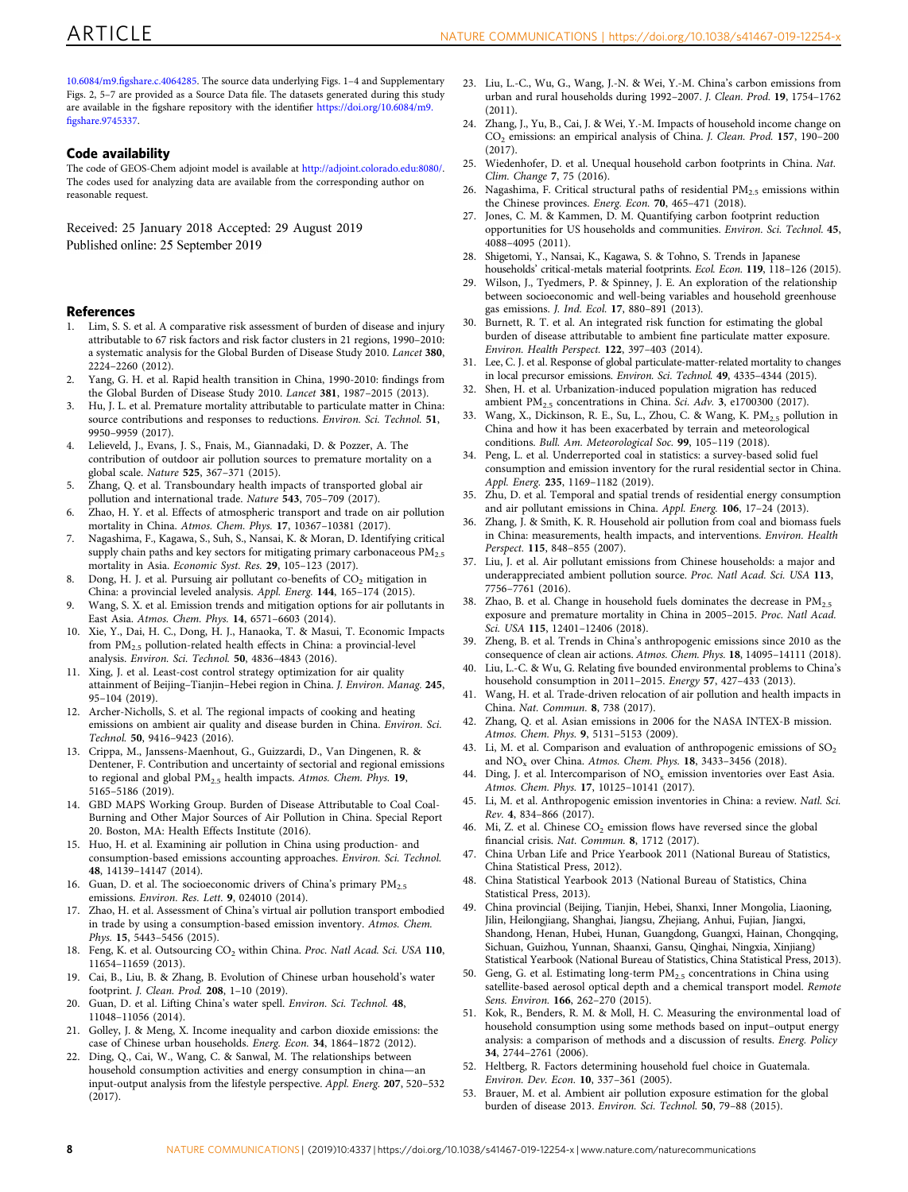10.6084/m9.figshare.c.4064285. The source data underlying Figs. 1–4 and Supplementary Figs. 2, 5–7 are provided as a Source Data file. The datasets generated during this study are available in the figshare repository with the identifier https://doi.org/10.6084/m9.figshare.9745337.

## Code availability

The code of GEOS-Chem adjoint model is available at http://adjoint.colorado.edu:8080/. The codes used for analyzing data are available from the corresponding author on reasonable request.

Received: 25 January 2018 Accepted: 29 August 2019
Published online: 25 September 2019

## References

1. Lim, S. S. et al. A comparative risk assessment of burden of disease and injury attributable to 67 risk factors and risk factor clusters in 21 regions, 1990–2010: a systematic analysis for the Global Burden of Disease Study 2010. *Lancet* **380**, 2224–2260 (2012).
2. Yang, G. H. et al. Rapid health transition in China, 1990-2010: findings from the Global Burden of Disease Study 2010. *Lancet* **381**, 1987–2015 (2013).
3. Hu, J. L. et al. Premature mortality attributable to particulate matter in China: source contributions and responses to reductions. *Environ. Sci. Technol.* **51**, 9950–9959 (2017).
4. Lelieveld, J., Evans, J. S., Fnais, M., Giannadaki, D. & Pozzer, A. The contribution of outdoor air pollution sources to premature mortality on a global scale. *Nature* **525**, 367–371 (2015).
5. Zhang, Q. et al. Transboundary health impacts of transported global air pollution and international trade. *Nature* **543**, 705–709 (2017).
6. Zhao, H. Y. et al. Effects of atmospheric transport and trade on air pollution mortality in China. *Atmos. Chem. Phys.* **17**, 10367–10381 (2017).
7. Nagashima, F., Kagawa, S., Suh, S., Nansai, K. & Moran, D. Identifying critical supply chain paths and key sectors for mitigating primary carbonaceous $PM_{2.5}$ mortality in Asia. *Economic Syst. Res.* **29**, 105–123 (2017).
8. Dong, H. J. et al. Pursuing air pollutant co-benefits of $CO_2$ mitigation in China: a provincial leveled analysis. *Appl. Energ.* **144**, 165–174 (2015).
9. Wang, S. X. et al. Emission trends and mitigation options for air pollutants in East Asia. *Atmos. Chem. Phys.* **14**, 6571–6603 (2014).
10. Xie, Y., Dai, H. C., Dong, H. J., Hanaoka, T. & Masui, T. Economic Impacts from $PM_{2.5}$ pollution-related health effects in China: a provincial-level analysis. *Environ. Sci. Technol.* **50**, 4836–4843 (2016).
11. Xing, J. et al. Least-cost control strategy optimization for air quality attainment of Beijing–Tianjin–Hebei region in China. *J. Environ. Manag.* **245**, 95–104 (2019).
12. Archer-Nicholls, S. et al. The regional impacts of cooking and heating emissions on ambient air quality and disease burden in China. *Environ. Sci. Technol.* **50**, 9416–9423 (2016).
13. Crippa, M., Janssens-Maenhout, G., Guizzardi, D., Van Dingenen, R. & Dentener, F. Contribution and uncertainty of sectorial and regional emissions to regional and global $PM_{2.5}$ health impacts. *Atmos. Chem. Phys.* **19**, 5165–5186 (2019).
14. GBD MAPS Working Group. Burden of Disease Attributable to Coal Coal-Burning and Other Major Sources of Air Pollution in China. Special Report 20. Boston, MA: Health Effects Institute (2016).
15. Huo, H. et al. Examining air pollution in China using production- and consumption-based emissions accounting approaches. *Environ. Sci. Technol.* **48**, 14139–14147 (2014).
16. Guan, D. et al. The socioeconomic drivers of China's primary $PM_{2.5}$ emissions. *Environ. Res. Lett.* **9**, 024010 (2014).
17. Zhao, H. et al. Assessment of China's virtual air pollution transport embodied in trade by using a consumption-based emission inventory. *Atmos. Chem. Phys.* **15**, 5443–5456 (2015).
18. Feng, K. et al. Outsourcing $CO_2$ within China. *Proc. Natl Acad. Sci. USA* **110**, 11654–11659 (2013).
19. Cai, B., Liu, B. & Zhang, B. Evolution of Chinese urban household's water footprint. *J. Clean. Prod.* **208**, 1–10 (2019).
20. Guan, D. et al. Lifting China's water spell. *Environ. Sci. Technol.* **48**, 11048–11056 (2014).
21. Golley, J. & Meng, X. Income inequality and carbon dioxide emissions: the case of Chinese urban households. *Energ. Econ.* **34**, 1864–1872 (2012).
22. Ding, Q., Cai, W., Wang, C. & Sanwal, M. The relationships between household consumption activities and energy consumption in china—an input-output analysis from the lifestyle perspective. *Appl. Energ.* **207**, 520–532 (2017).
23. Liu, L.-C., Wu, G., Wang, J.-N. & Wei, Y.-M. China's carbon emissions from urban and rural households during 1992–2007. *J. Clean. Prod.* **19**, 1754–1762 (2011).
24. Zhang, J., Yu, B., Cai, J. & Wei, Y.-M. Impacts of household income change on $CO_2$ emissions: an empirical analysis of China. *J. Clean. Prod.* **157**, 190–200 (2017).
25. Wiedenhofer, D. et al. Unequal household carbon footprints in China. *Nat. Clim. Change* **7**, 75 (2016).
26. Nagashima, F. Critical structural paths of residential $PM_{2.5}$ emissions within the Chinese provinces. *Energ. Econ.* **70**, 465–471 (2018).
27. Jones, C. M. & Kammen, D. M. Quantifying carbon footprint reduction opportunities for US households and communities. *Environ. Sci. Technol.* **45**, 4088–4095 (2011).
28. Shigetomi, Y., Nansai, K., Kagawa, S. & Tohno, S. Trends in Japanese households' critical-metals material footprints. *Ecol. Econ.* **119**, 118–126 (2015).
29. Wilson, J., Tyedmers, P. & Spinney, J. E. An exploration of the relationship between socioeconomic and well-being variables and household greenhouse gas emissions. *J. Ind. Ecol.* **17**, 880–891 (2013).
30. Burnett, R. T. et al. An integrated risk function for estimating the global burden of disease attributable to ambient fine particulate matter exposure. *Environ. Health Perspect.* **122**, 397–403 (2014).
31. Lee, C. J. et al. Response of global particulate-matter-related mortality to changes in local precursor emissions. *Environ. Sci. Technol.* **49**, 4335–4344 (2015).
32. Shen, H. et al. Urbanization-induced population migration has reduced ambient $PM_{2.5}$ concentrations in China. *Sci. Adv.* **3**, e1700300 (2017).
33. Wang, X., Dickinson, R. E., Su, L., Zhou, C. & Wang, K. $PM_{2.5}$ pollution in China and how it has been exacerbated by terrain and meteorological conditions. *Bull. Am. Meteorological Soc.* **99**, 105–119 (2018).
34. Peng, L. et al. Underreported coal in statistics: a survey-based solid fuel consumption and emission inventory for the rural residential sector in China. *Appl. Energ.* **235**, 1169–1182 (2019).
35. Zhu, D. et al. Temporal and spatial trends of residential energy consumption and air pollutant emissions in China. *Appl. Energ.* **106**, 17–24 (2013).
36. Zhang, J. & Smith, K. R. Household air pollution from coal and biomass fuels in China: measurements, health impacts, and interventions. *Environ. Health Perspect.* **115**, 848–855 (2007).
37. Liu, J. et al. Air pollutant emissions from Chinese households: a major and underappreciated ambient pollution source. *Proc. Natl Acad. Sci. USA* **113**, 7756–7761 (2016).
38. Zhao, B. et al. Change in household fuels dominates the decrease in $PM_{2.5}$ exposure and premature mortality in China in 2005–2015. *Proc. Natl Acad. Sci. USA* **115**, 12401–12406 (2018).
39. Zheng, B. et al. Trends in China's anthropogenic emissions since 2010 as the consequence of clean air actions. *Atmos. Chem. Phys.* **18**, 14095–14111 (2018).
40. Liu, L.-C. & Wu, G. Relating five bounded environmental problems to China's household consumption in 2011–2015. *Energy* **57**, 427–433 (2013).
41. Wang, H. et al. Trade-driven relocation of air pollution and health impacts in China. *Nat. Commun.* **8**, 738 (2017).
42. Zhang, Q. et al. Asian emissions in 2006 for the NASA INTEX-B mission. *Atmos. Chem. Phys.* **9**, 5131–5153 (2009).
43. Li, M. et al. Comparison and evaluation of anthropogenic emissions of $SO_2$ and $NO_x$ over China. *Atmos. Chem. Phys.* **18**, 3433–3456 (2018).
44. Ding, J. et al. Intercomparison of $NO_x$ emission inventories over East Asia. *Atmos. Chem. Phys.* **17**, 10125–10141 (2017).
45. Li, M. et al. Anthropogenic emission inventories in China: a review. *Natl. Sci. Rev.* **4**, 834–866 (2017).
46. Mi, Z. et al. Chinese $CO_2$ emission flows have reversed since the global financial crisis. *Nat. Commun.* **8**, 1712 (2017).
47. China Urban Life and Price Yearbook 2011 (National Bureau of Statistics, China Statistical Press, 2012).
48. China Statistical Yearbook 2013 (National Bureau of Statistics, China Statistical Press, 2013).
49. China provincial (Beijing, Tianjin, Hebei, Shanxi, Inner Mongolia, Liaoning, Jilin, Heilongjiang, Shanghai, Jiangsu, Zhejiang, Anhui, Fujian, Jiangxi, Shandong, Henan, Hubei, Hunan, Guangdong, Guangxi, Hainan, Chongqing, Sichuan, Guizhou, Yunnan, Shaanxi, Gansu, Qinghai, Ningxia, Xinjiang) Statistical Yearbook (National Bureau of Statistics, China Statistical Press, 2013).
50. Geng, G. et al. Estimating long-term $PM_{2.5}$ concentrations in China using satellite-based aerosol optical depth and a chemical transport model. *Remote Sens. Environ.* **166**, 262–270 (2015).
51. Kok, R., Benders, R. M. & Moll, H. C. Measuring the environmental load of household consumption using some methods based on input–output energy analysis: a comparison of methods and a discussion of results. *Energ. Policy* **34**, 2744–2761 (2006).
52. Heltberg, R. Factors determining household fuel choice in Guatemala. *Environ. Dev. Econ.* **10**, 337–361 (2005).
53. Brauer, M. et al. Ambient air pollution exposure estimation for the global burden of disease 2013. *Environ. Sci. Technol.* **50**, 79–88 (2015).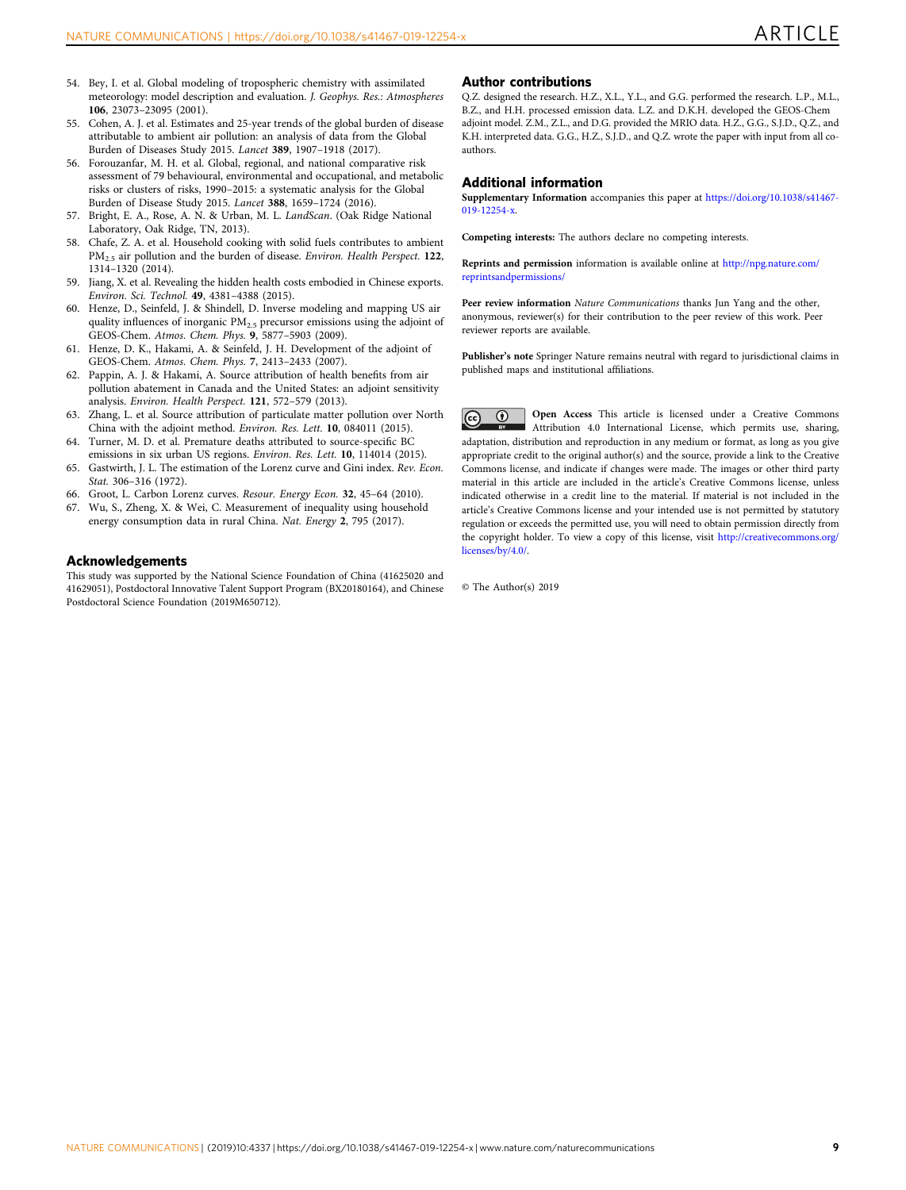54. Bey, I. et al. Global modeling of tropospheric chemistry with assimilated meteorology: model description and evaluation. *J. Geophys. Res.: Atmospheres* **106**, 23073–23095 (2001).
55. Cohen, A. J. et al. Estimates and 25-year trends of the global burden of disease attributable to ambient air pollution: an analysis of data from the Global Burden of Diseases Study 2015. *Lancet* **389**, 1907–1918 (2017).
56. Forouzanfar, M. H. et al. Global, regional, and national comparative risk assessment of 79 behavioural, environmental and occupational, and metabolic risks or clusters of risks, 1990–2015: a systematic analysis for the Global Burden of Disease Study 2015. *Lancet* **388**, 1659–1724 (2016).
57. Bright, E. A., Rose, A. N. & Urban, M. L. *LandScan*. (Oak Ridge National Laboratory, Oak Ridge, TN, 2013).
58. Chafe, Z. A. et al. Household cooking with solid fuels contributes to ambient $PM_{2.5}$ air pollution and the burden of disease. *Environ. Health Perspect.* **122**, 1314–1320 (2014).
59. Jiang, X. et al. Revealing the hidden health costs embodied in Chinese exports. *Environ. Sci. Technol.* **49**, 4381–4388 (2015).
60. Henze, D., Seinfeld, J. & Shindell, D. Inverse modeling and mapping US air quality influences of inorganic $PM_{2.5}$ precursor emissions using the adjoint of GEOS-Chem. *Atmos. Chem. Phys.* **9**, 5877–5903 (2009).
61. Henze, D. K., Hakami, A. & Seinfeld, J. H. Development of the adjoint of GEOS-Chem. *Atmos. Chem. Phys.* **7**, 2413–2433 (2007).
62. Pappin, A. J. & Hakami, A. Source attribution of health benefits from air pollution abatement in Canada and the United States: an adjoint sensitivity analysis. *Environ. Health Perspect.* **121**, 572–579 (2013).
63. Zhang, L. et al. Source attribution of particulate matter pollution over North China with the adjoint method. *Environ. Res. Lett.* **10**, 084011 (2015).
64. Turner, M. D. et al. Premature deaths attributed to source-specific BC emissions in six urban US regions. *Environ. Res. Lett.* **10**, 114014 (2015).
65. Gastwirth, J. L. The estimation of the Lorenz curve and Gini index. *Rev. Econ. Stat.* 306–316 (1972).
66. Groot, L. Carbon Lorenz curves. *Resour. Energy Econ.* **32**, 45–64 (2010).
67. Wu, S., Zheng, X. & Wei, C. Measurement of inequality using household energy consumption data in rural China. *Nat. Energy* **2**, 795 (2017).

## Acknowledgements

This study was supported by the National Science Foundation of China (41625020 and 41629051), Postdoctoral Innovative Talent Support Program (BX20180164), and Chinese Postdoctoral Science Foundation (2019M650712).

## Author contributions

Q.Z. designed the research. H.Z., X.L., Y.L., and G.G. performed the research. L.P., M.L., B.Z., and H.H. processed emission data. L.Z. and D.K.H. developed the GEOS-Chem adjoint model. Z.M., Z.L., and D.G. provided the MRIO data. H.Z., G.G., S.J.D., Q.Z., and K.H. interpreted data. G.G., H.Z., S.J.D., and Q.Z. wrote the paper with input from all co-authors.

## Additional information

**Supplementary Information** accompanies this paper at https://doi.org/10.1038/s41467-019-12254-x.

**Competing interests:** The authors declare no competing interests.

**Reprints and permission** information is available online at http://npg.nature.com/reprintsandpermissions/

**Peer review information** *Nature Communications* thanks Jun Yang and the other, anonymous, reviewer(s) for their contribution to the peer review of this work. Peer reviewer reports are available.

**Publisher's note** Springer Nature remains neutral with regard to jurisdictional claims in published maps and institutional affiliations.

**Open Access** This article is licensed under a Creative Commons Attribution 4.0 International License, which permits use, sharing, adaptation, distribution and reproduction in any medium or format, as long as you give appropriate credit to the original author(s) and the source, provide a link to the Creative Commons license, and indicate if changes were made. The images or other third party material in this article are included in the article's Creative Commons license, unless indicated otherwise in a credit line to the material. If material is not included in the article's Creative Commons license and your intended use is not permitted by statutory regulation or exceeds the permitted use, you will need to obtain permission directly from the copyright holder. To view a copy of this license, visit http://creativecommons.org/licenses/by/4.0/.

© The Author(s) 2019